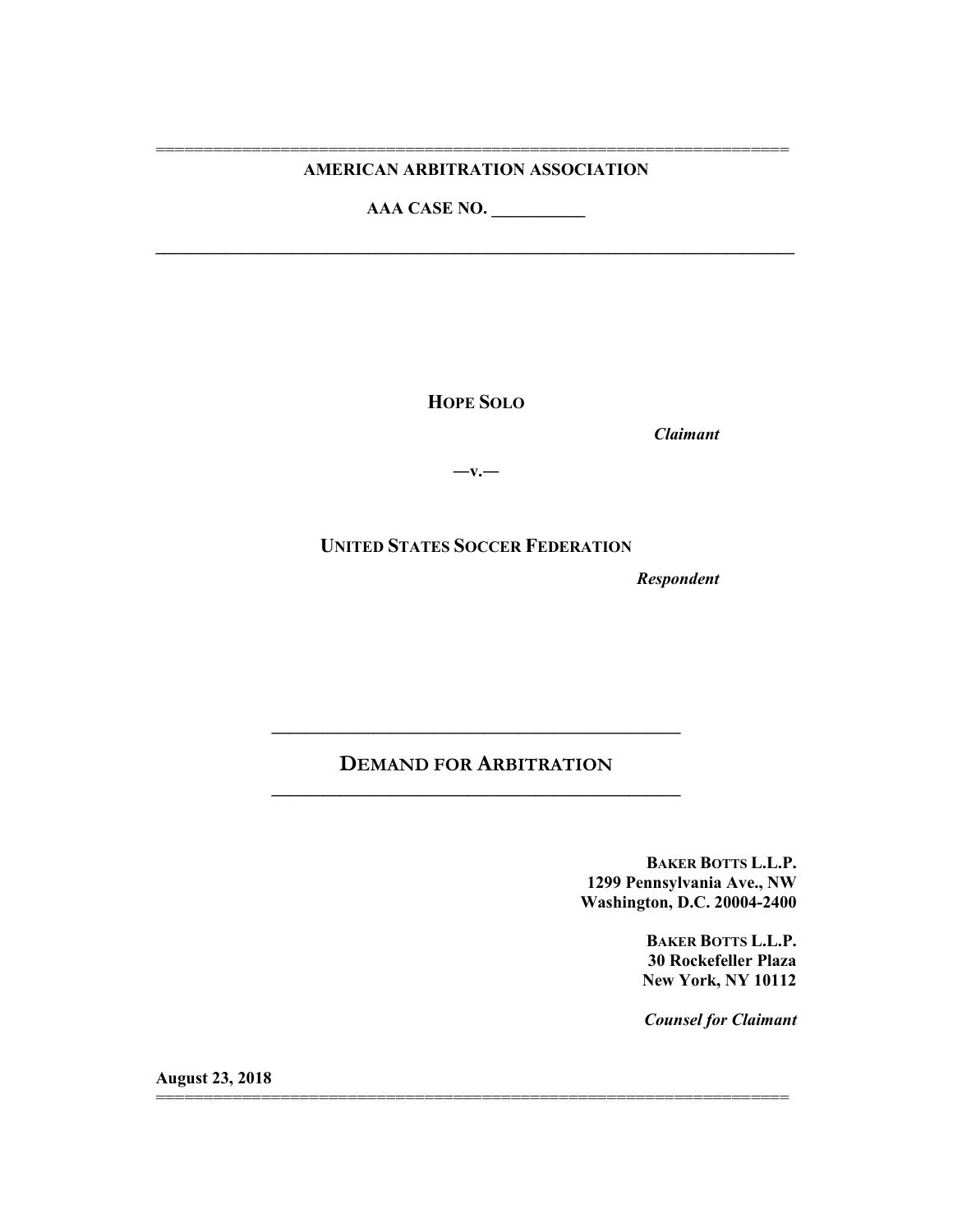**AMERICAN ARBITRATION ASSOCIATION**

**AAA CASE NO. \_\_\_\_\_\_\_\_\_\_\_**

---

**HOPE SOLO**

*Claimant*

—v.—

**UNITED STATES SOCCER FEDERATION**

*Respondent*

---

**DEMAND FOR ARBITRATION**

---

**BAKER BOTTS L.L.P.**
**1299 Pennsylvania Ave., NW**
**Washington, D.C. 20004-2400**

**BAKER BOTTS L.L.P.**
**30 Rockefeller Plaza**
**New York, NY 10112**

***Counsel for Claimant***

**August 23, 2018**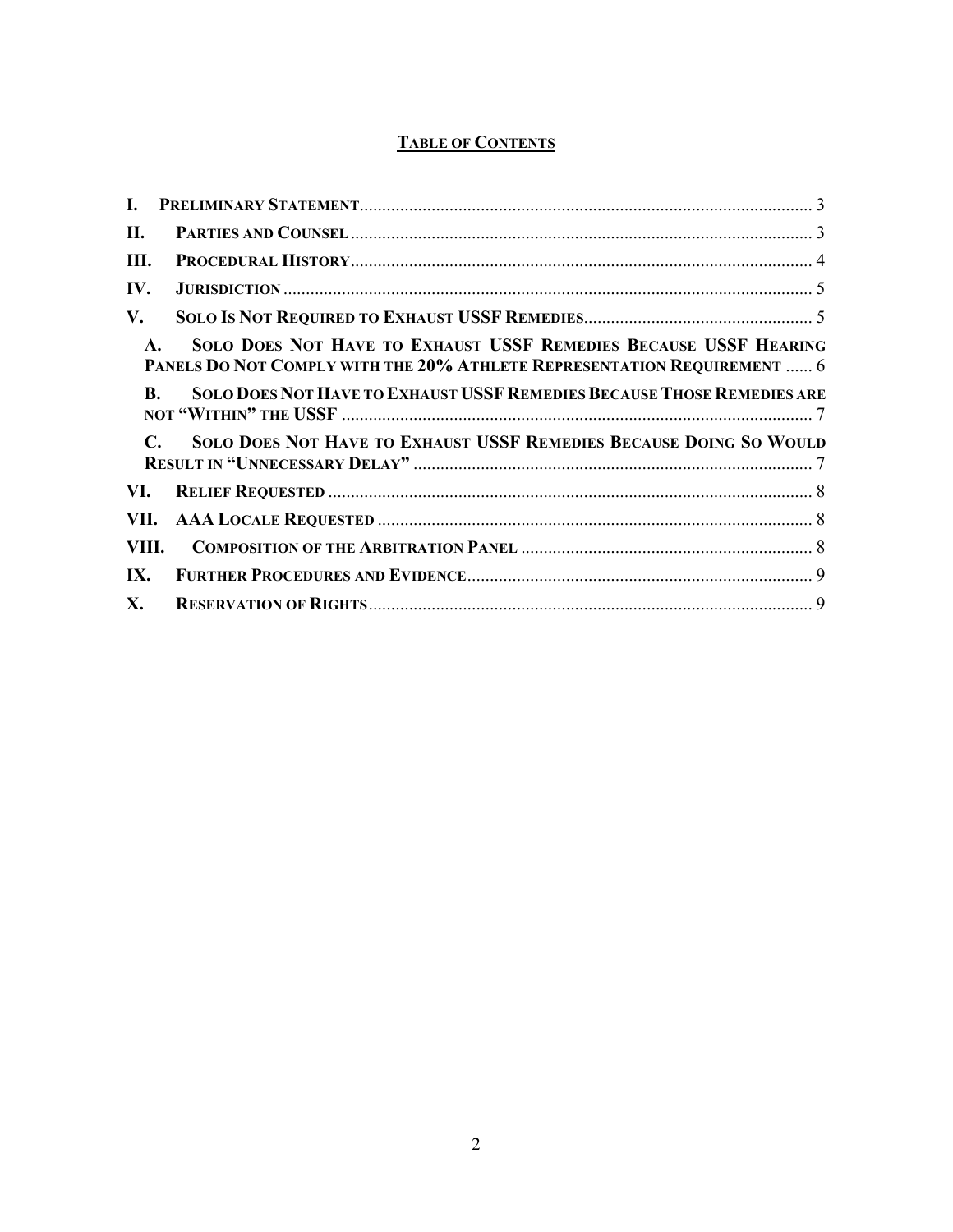## TABLE OF CONTENTS

I. PRELIMINARY STATEMENT ..... 3

II. PARTIES AND COUNSEL ..... 3

III. PROCEDURAL HISTORY ..... 4

IV. JURISDICTION ..... 5

V. SOLO IS NOT REQUIRED TO EXHAUST USSF REMEDIES ..... 5

- A. SOLO DOES NOT HAVE TO EXHAUST USSF REMEDIES BECAUSE USSF HEARING PANELS DO NOT COMPLY WITH THE 20% ATHLETE REPRESENTATION REQUIREMENT ..... 6
- B. SOLO DOES NOT HAVE TO EXHAUST USSF REMEDIES BECAUSE THOSE REMEDIES ARE NOT "WITHIN" THE USSF ..... 7
- C. SOLO DOES NOT HAVE TO EXHAUST USSF REMEDIES BECAUSE DOING SO WOULD RESULT IN "UNNECESSARY DELAY" ..... 7

VI. RELIEF REQUESTED ..... 8

VII. AAA LOCALE REQUESTED ..... 8

VIII. COMPOSITION OF THE ARBITRATION PANEL ..... 8

IX. FURTHER PROCEDURES AND EVIDENCE ..... 9

X. RESERVATION OF RIGHTS ..... 9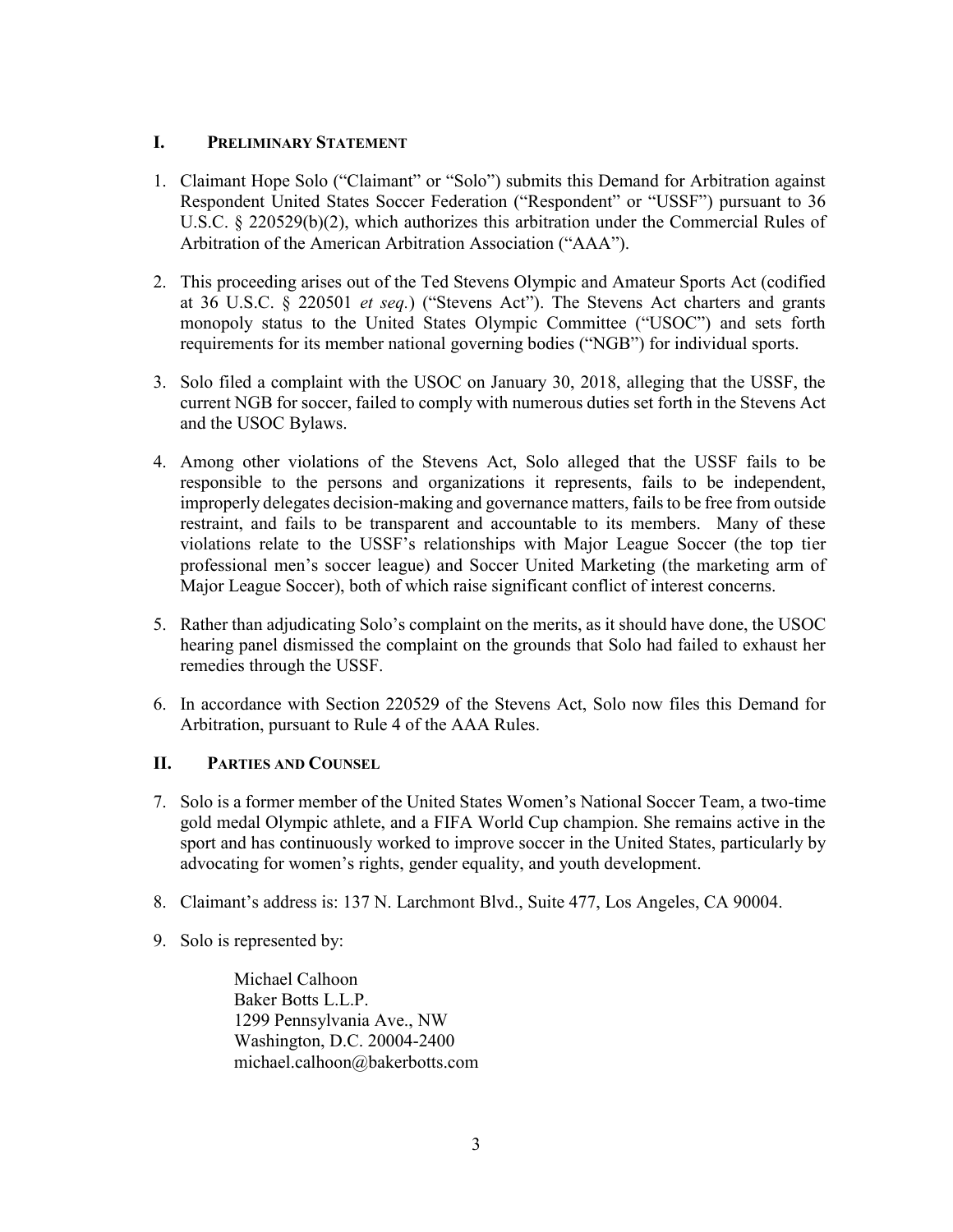## I. Preliminary Statement

1. Claimant Hope Solo ("Claimant" or "Solo") submits this Demand for Arbitration against Respondent United States Soccer Federation ("Respondent" or "USSF") pursuant to 36 U.S.C. § 220529(b)(2), which authorizes this arbitration under the Commercial Rules of Arbitration of the American Arbitration Association ("AAA").

2. This proceeding arises out of the Ted Stevens Olympic and Amateur Sports Act (codified at 36 U.S.C. § 220501 *et seq.*) ("Stevens Act"). The Stevens Act charters and grants monopoly status to the United States Olympic Committee ("USOC") and sets forth requirements for its member national governing bodies ("NGB") for individual sports.

3. Solo filed a complaint with the USOC on January 30, 2018, alleging that the USSF, the current NGB for soccer, failed to comply with numerous duties set forth in the Stevens Act and the USOC Bylaws.

4. Among other violations of the Stevens Act, Solo alleged that the USSF fails to be responsible to the persons and organizations it represents, fails to be independent, improperly delegates decision-making and governance matters, fails to be free from outside restraint, and fails to be transparent and accountable to its members. Many of these violations relate to the USSF's relationships with Major League Soccer (the top tier professional men's soccer league) and Soccer United Marketing (the marketing arm of Major League Soccer), both of which raise significant conflict of interest concerns.

5. Rather than adjudicating Solo's complaint on the merits, as it should have done, the USOC hearing panel dismissed the complaint on the grounds that Solo had failed to exhaust her remedies through the USSF.

6. In accordance with Section 220529 of the Stevens Act, Solo now files this Demand for Arbitration, pursuant to Rule 4 of the AAA Rules.

## II. Parties and Counsel

7. Solo is a former member of the United States Women's National Soccer Team, a two-time gold medal Olympic athlete, and a FIFA World Cup champion. She remains active in the sport and has continuously worked to improve soccer in the United States, particularly by advocating for women's rights, gender equality, and youth development.

8. Claimant's address is: 137 N. Larchmont Blvd., Suite 477, Los Angeles, CA 90004.

9. Solo is represented by:

   Michael Calhoon
   Baker Botts L.L.P.
   1299 Pennsylvania Ave., NW
   Washington, D.C. 20004-2400
   michael.calhoon@bakerbotts.com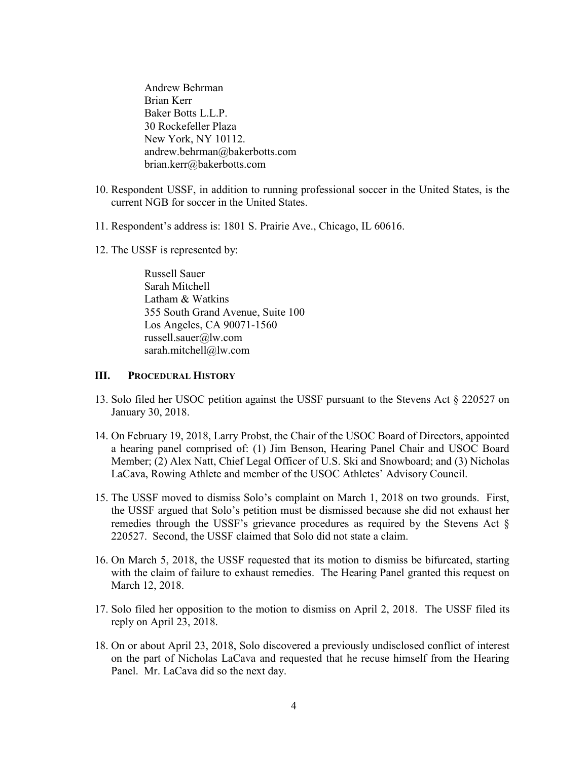Andrew Behrman
Brian Kerr
Baker Botts L.L.P.
30 Rockefeller Plaza
New York, NY 10112.
andrew.behrman@bakerbotts.com
brian.kerr@bakerbotts.com

10. Respondent USSF, in addition to running professional soccer in the United States, is the current NGB for soccer in the United States.

11. Respondent's address is: 1801 S. Prairie Ave., Chicago, IL 60616.

12. The USSF is represented by:

    Russell Sauer
    Sarah Mitchell
    Latham & Watkins
    355 South Grand Avenue, Suite 100
    Los Angeles, CA 90071-1560
    russell.sauer@lw.com
    sarah.mitchell@lw.com

## III. PROCEDURAL HISTORY

13. Solo filed her USOC petition against the USSF pursuant to the Stevens Act § 220527 on January 30, 2018.

14. On February 19, 2018, Larry Probst, the Chair of the USOC Board of Directors, appointed a hearing panel comprised of: (1) Jim Benson, Hearing Panel Chair and USOC Board Member; (2) Alex Natt, Chief Legal Officer of U.S. Ski and Snowboard; and (3) Nicholas LaCava, Rowing Athlete and member of the USOC Athletes' Advisory Council.

15. The USSF moved to dismiss Solo's complaint on March 1, 2018 on two grounds. First, the USSF argued that Solo's petition must be dismissed because she did not exhaust her remedies through the USSF's grievance procedures as required by the Stevens Act § 220527. Second, the USSF claimed that Solo did not state a claim.

16. On March 5, 2018, the USSF requested that its motion to dismiss be bifurcated, starting with the claim of failure to exhaust remedies. The Hearing Panel granted this request on March 12, 2018.

17. Solo filed her opposition to the motion to dismiss on April 2, 2018. The USSF filed its reply on April 23, 2018.

18. On or about April 23, 2018, Solo discovered a previously undisclosed conflict of interest on the part of Nicholas LaCava and requested that he recuse himself from the Hearing Panel. Mr. LaCava did so the next day.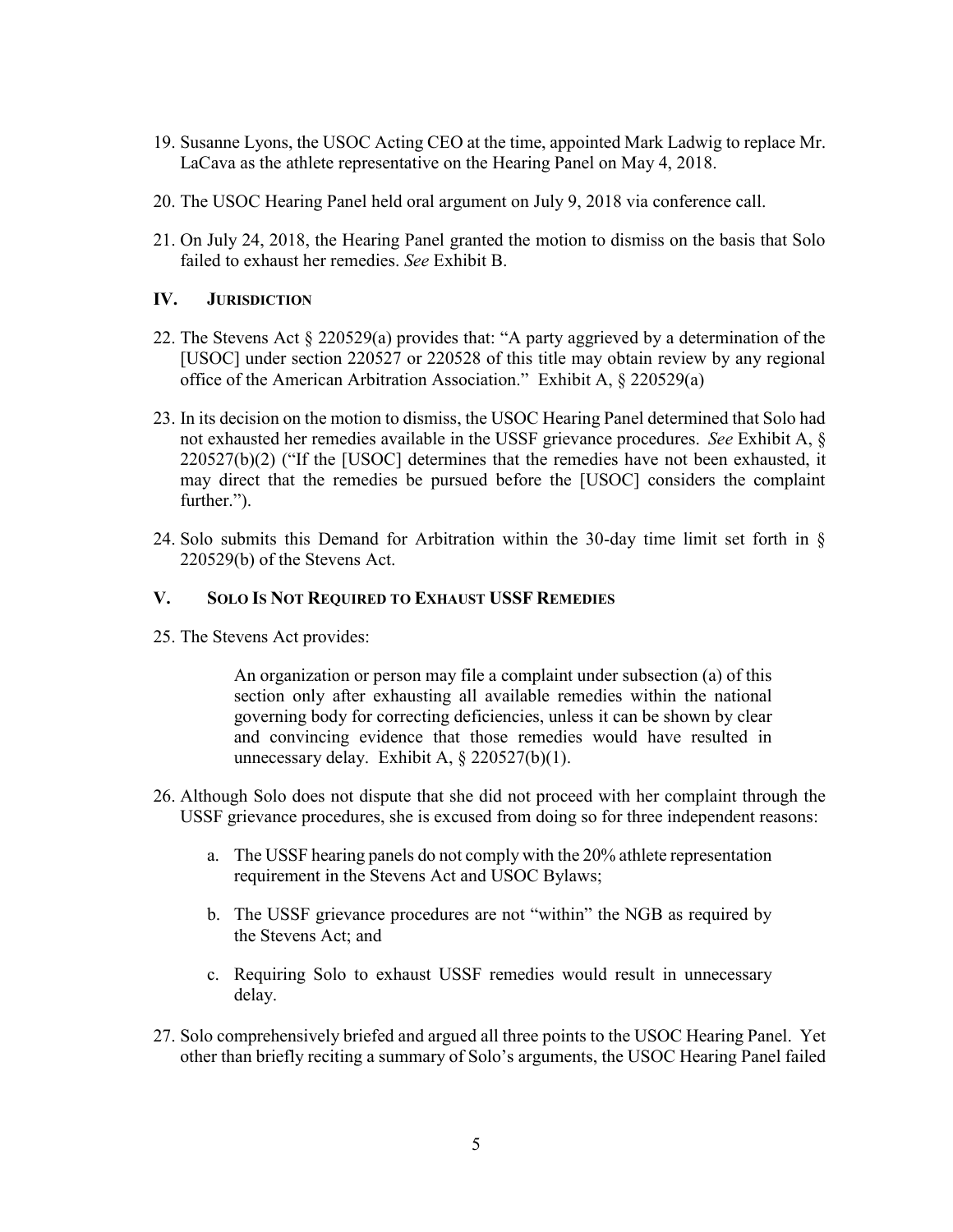19. Susanne Lyons, the USOC Acting CEO at the time, appointed Mark Ladwig to replace Mr. LaCava as the athlete representative on the Hearing Panel on May 4, 2018.

20. The USOC Hearing Panel held oral argument on July 9, 2018 via conference call.

21. On July 24, 2018, the Hearing Panel granted the motion to dismiss on the basis that Solo failed to exhaust her remedies. *See* Exhibit B.

## IV. JURISDICTION

22. The Stevens Act § 220529(a) provides that: "A party aggrieved by a determination of the [USOC] under section 220527 or 220528 of this title may obtain review by any regional office of the American Arbitration Association." Exhibit A, § 220529(a)

23. In its decision on the motion to dismiss, the USOC Hearing Panel determined that Solo had not exhausted her remedies available in the USSF grievance procedures. *See* Exhibit A, § 220527(b)(2) ("If the [USOC] determines that the remedies have not been exhausted, it may direct that the remedies be pursued before the [USOC] considers the complaint further.").

24. Solo submits this Demand for Arbitration within the 30-day time limit set forth in § 220529(b) of the Stevens Act.

## V. SOLO IS NOT REQUIRED TO EXHAUST USSF REMEDIES

25. The Stevens Act provides:

> An organization or person may file a complaint under subsection (a) of this section only after exhausting all available remedies within the national governing body for correcting deficiencies, unless it can be shown by clear and convincing evidence that those remedies would have resulted in unnecessary delay. Exhibit A, § 220527(b)(1).

26. Although Solo does not dispute that she did not proceed with her complaint through the USSF grievance procedures, she is excused from doing so for three independent reasons:

    a. The USSF hearing panels do not comply with the 20% athlete representation requirement in the Stevens Act and USOC Bylaws;

    b. The USSF grievance procedures are not "within" the NGB as required by the Stevens Act; and

    c. Requiring Solo to exhaust USSF remedies would result in unnecessary delay.

27. Solo comprehensively briefed and argued all three points to the USOC Hearing Panel. Yet other than briefly reciting a summary of Solo's arguments, the USOC Hearing Panel failed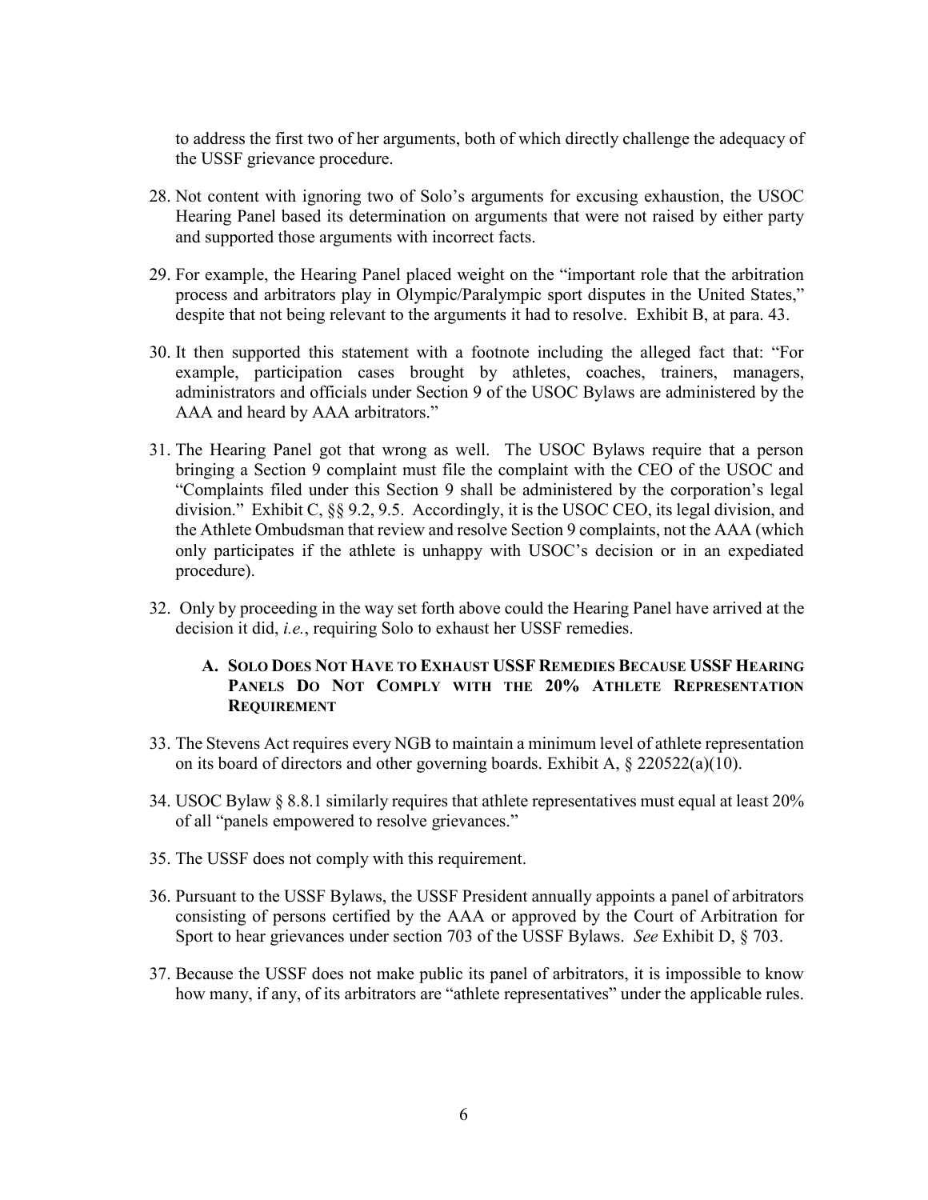to address the first two of her arguments, both of which directly challenge the adequacy of the USSF grievance procedure.

28. Not content with ignoring two of Solo's arguments for excusing exhaustion, the USOC Hearing Panel based its determination on arguments that were not raised by either party and supported those arguments with incorrect facts.

29. For example, the Hearing Panel placed weight on the "important role that the arbitration process and arbitrators play in Olympic/Paralympic sport disputes in the United States," despite that not being relevant to the arguments it had to resolve. Exhibit B, at para. 43.

30. It then supported this statement with a footnote including the alleged fact that: "For example, participation cases brought by athletes, coaches, trainers, managers, administrators and officials under Section 9 of the USOC Bylaws are administered by the AAA and heard by AAA arbitrators."

31. The Hearing Panel got that wrong as well. The USOC Bylaws require that a person bringing a Section 9 complaint must file the complaint with the CEO of the USOC and "Complaints filed under this Section 9 shall be administered by the corporation's legal division." Exhibit C, §§ 9.2, 9.5. Accordingly, it is the USOC CEO, its legal division, and the Athlete Ombudsman that review and resolve Section 9 complaints, not the AAA (which only participates if the athlete is unhappy with USOC's decision or in an expedited procedure).

32. Only by proceeding in the way set forth above could the Hearing Panel have arrived at the decision it did, *i.e.*, requiring Solo to exhaust her USSF remedies.

### A. Solo Does Not Have to Exhaust USSF Remedies Because USSF Hearing Panels Do Not Comply with the 20% Athlete Representation Requirement

33. The Stevens Act requires every NGB to maintain a minimum level of athlete representation on its board of directors and other governing boards. Exhibit A, § 220522(a)(10).

34. USOC Bylaw § 8.8.1 similarly requires that athlete representatives must equal at least 20% of all "panels empowered to resolve grievances."

35. The USSF does not comply with this requirement.

36. Pursuant to the USSF Bylaws, the USSF President annually appoints a panel of arbitrators consisting of persons certified by the AAA or approved by the Court of Arbitration for Sport to hear grievances under section 703 of the USSF Bylaws. *See* Exhibit D, § 703.

37. Because the USSF does not make public its panel of arbitrators, it is impossible to know how many, if any, of its arbitrators are "athlete representatives" under the applicable rules.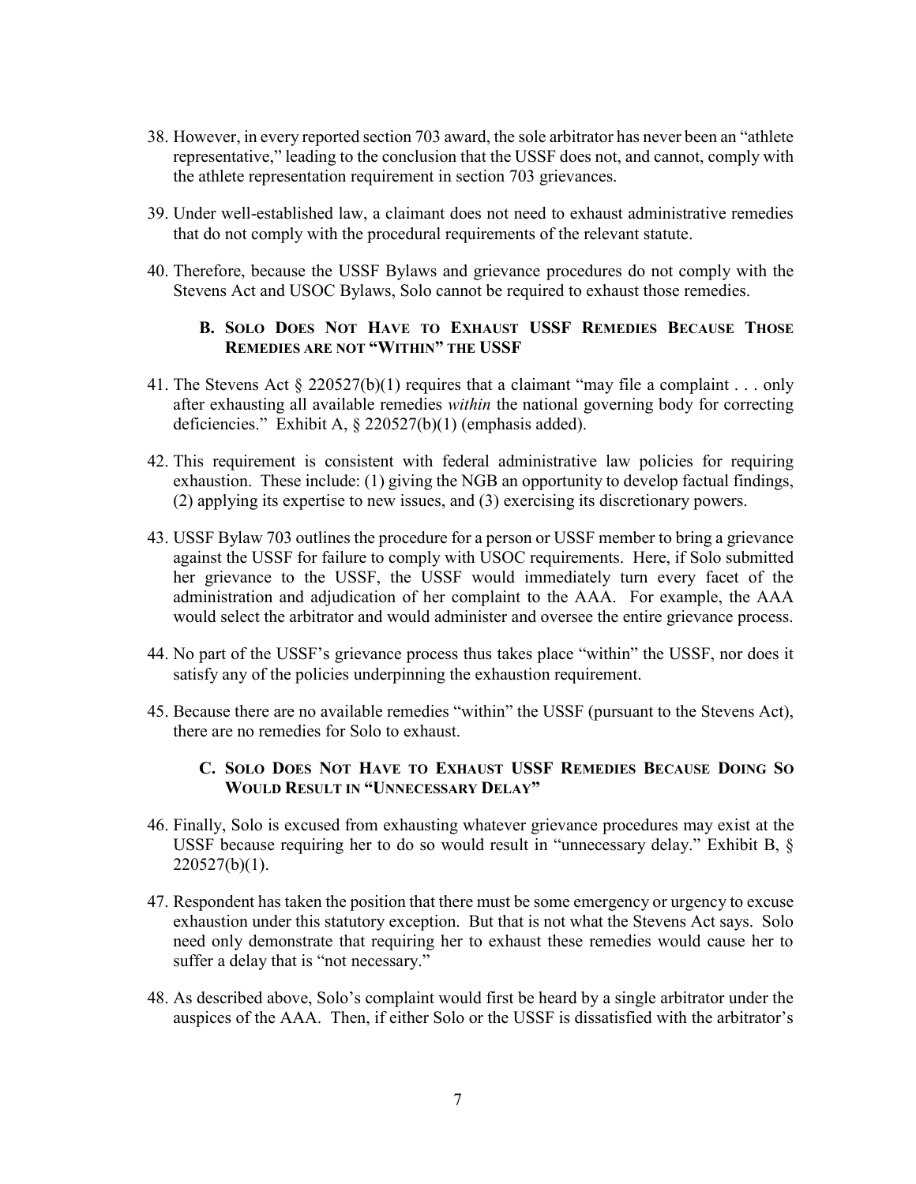38. However, in every reported section 703 award, the sole arbitrator has never been an "athlete representative," leading to the conclusion that the USSF does not, and cannot, comply with the athlete representation requirement in section 703 grievances.

39. Under well-established law, a claimant does not need to exhaust administrative remedies that do not comply with the procedural requirements of the relevant statute.

40. Therefore, because the USSF Bylaws and grievance procedures do not comply with the Stevens Act and USOC Bylaws, Solo cannot be required to exhaust those remedies.

### B. Solo Does Not Have to Exhaust USSF Remedies Because Those Remedies are not "Within" the USSF

41. The Stevens Act § 220527(b)(1) requires that a claimant "may file a complaint . . . only after exhausting all available remedies *within* the national governing body for correcting deficiencies." Exhibit A, § 220527(b)(1) (emphasis added).

42. This requirement is consistent with federal administrative law policies for requiring exhaustion. These include: (1) giving the NGB an opportunity to develop factual findings, (2) applying its expertise to new issues, and (3) exercising its discretionary powers.

43. USSF Bylaw 703 outlines the procedure for a person or USSF member to bring a grievance against the USSF for failure to comply with USOC requirements. Here, if Solo submitted her grievance to the USSF, the USSF would immediately turn every facet of the administration and adjudication of her complaint to the AAA. For example, the AAA would select the arbitrator and would administer and oversee the entire grievance process.

44. No part of the USSF's grievance process thus takes place "within" the USSF, nor does it satisfy any of the policies underpinning the exhaustion requirement.

45. Because there are no available remedies "within" the USSF (pursuant to the Stevens Act), there are no remedies for Solo to exhaust.

### C. Solo Does Not Have to Exhaust USSF Remedies Because Doing So Would Result in "Unnecessary Delay"

46. Finally, Solo is excused from exhausting whatever grievance procedures may exist at the USSF because requiring her to do so would result in "unnecessary delay." Exhibit B, § 220527(b)(1).

47. Respondent has taken the position that there must be some emergency or urgency to excuse exhaustion under this statutory exception. But that is not what the Stevens Act says. Solo need only demonstrate that requiring her to exhaust these remedies would cause her to suffer a delay that is "not necessary."

48. As described above, Solo's complaint would first be heard by a single arbitrator under the auspices of the AAA. Then, if either Solo or the USSF is dissatisfied with the arbitrator's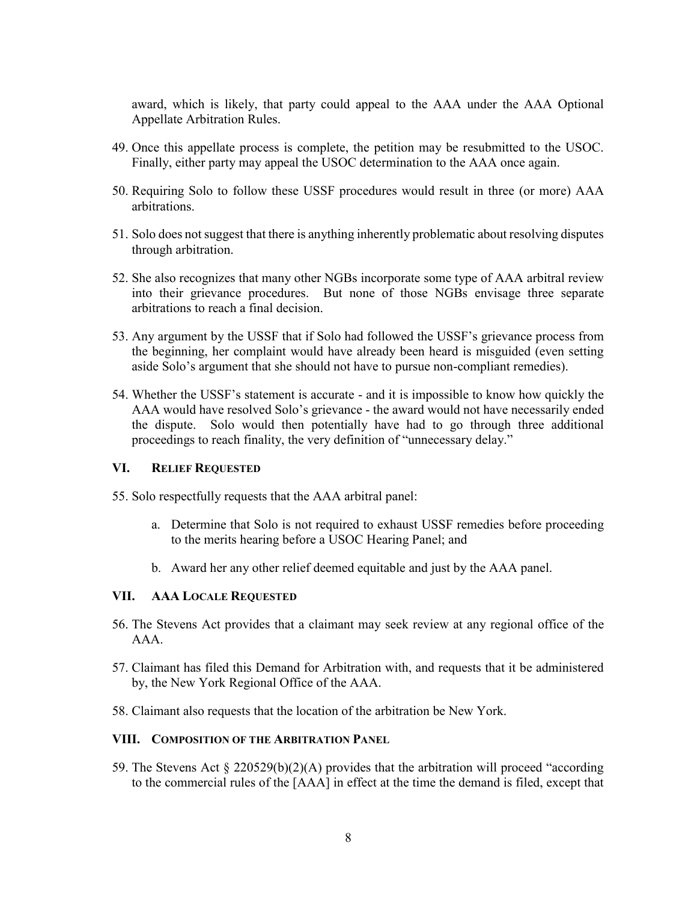award, which is likely, that party could appeal to the AAA under the AAA Optional Appellate Arbitration Rules.

49. Once this appellate process is complete, the petition may be resubmitted to the USOC. Finally, either party may appeal the USOC determination to the AAA once again.

50. Requiring Solo to follow these USSF procedures would result in three (or more) AAA arbitrations.

51. Solo does not suggest that there is anything inherently problematic about resolving disputes through arbitration.

52. She also recognizes that many other NGBs incorporate some type of AAA arbitral review into their grievance procedures. But none of those NGBs envisage three separate arbitrations to reach a final decision.

53. Any argument by the USSF that if Solo had followed the USSF's grievance process from the beginning, her complaint would have already been heard is misguided (even setting aside Solo's argument that she should not have to pursue non-compliant remedies).

54. Whether the USSF's statement is accurate - and it is impossible to know how quickly the AAA would have resolved Solo's grievance - the award would not have necessarily ended the dispute. Solo would then potentially have had to go through three additional proceedings to reach finality, the very definition of "unnecessary delay."

## VI. Relief Requested

55. Solo respectfully requests that the AAA arbitral panel:

    a. Determine that Solo is not required to exhaust USSF remedies before proceeding to the merits hearing before a USOC Hearing Panel; and

    b. Award her any other relief deemed equitable and just by the AAA panel.

## VII. AAA Locale Requested

56. The Stevens Act provides that a claimant may seek review at any regional office of the AAA.

57. Claimant has filed this Demand for Arbitration with, and requests that it be administered by, the New York Regional Office of the AAA.

58. Claimant also requests that the location of the arbitration be New York.

## VIII. Composition of the Arbitration Panel

59. The Stevens Act § 220529(b)(2)(A) provides that the arbitration will proceed "according to the commercial rules of the [AAA] in effect at the time the demand is filed, except that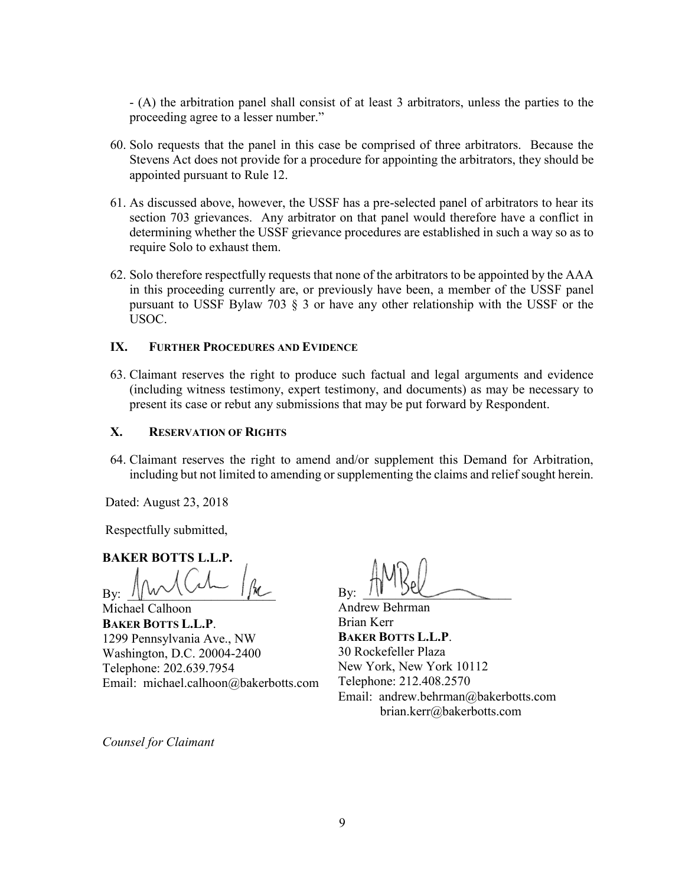- (A) the arbitration panel shall consist of at least 3 arbitrators, unless the parties to the proceeding agree to a lesser number."

60. Solo requests that the panel in this case be comprised of three arbitrators. Because the Stevens Act does not provide for a procedure for appointing the arbitrators, they should be appointed pursuant to Rule 12.

61. As discussed above, however, the USSF has a pre-selected panel of arbitrators to hear its section 703 grievances. Any arbitrator on that panel would therefore have a conflict in determining whether the USSF grievance procedures are established in such a way so as to require Solo to exhaust them.

62. Solo therefore respectfully requests that none of the arbitrators to be appointed by the AAA in this proceeding currently are, or previously have been, a member of the USSF panel pursuant to USSF Bylaw 703 § 3 or have any other relationship with the USSF or the USOC.

## IX. FURTHER PROCEDURES AND EVIDENCE

63. Claimant reserves the right to produce such factual and legal arguments and evidence (including witness testimony, expert testimony, and documents) as may be necessary to present its case or rebut any submissions that may be put forward by Respondent.

## X. RESERVATION OF RIGHTS

64. Claimant reserves the right to amend and/or supplement this Demand for Arbitration, including but not limited to amending or supplementing the claims and relief sought herein.

Dated: August 23, 2018

Respectfully submitted,

**BAKER BOTTS L.L.P.**

By: ______________________
Michael Calhoon
**BAKER BOTTS L.L.P.**
1299 Pennsylvania Ave., NW
Washington, D.C. 20004-2400
Telephone: 202.639.7954
Email: michael.calhoon@bakerbotts.com

By: ______________________
Andrew Behrman
Brian Kerr
**BAKER BOTTS L.L.P.**
30 Rockefeller Plaza
New York, New York 10112
Telephone: 212.408.2570
Email: andrew.behrman@bakerbotts.com
brian.kerr@bakerbotts.com

*Counsel for Claimant*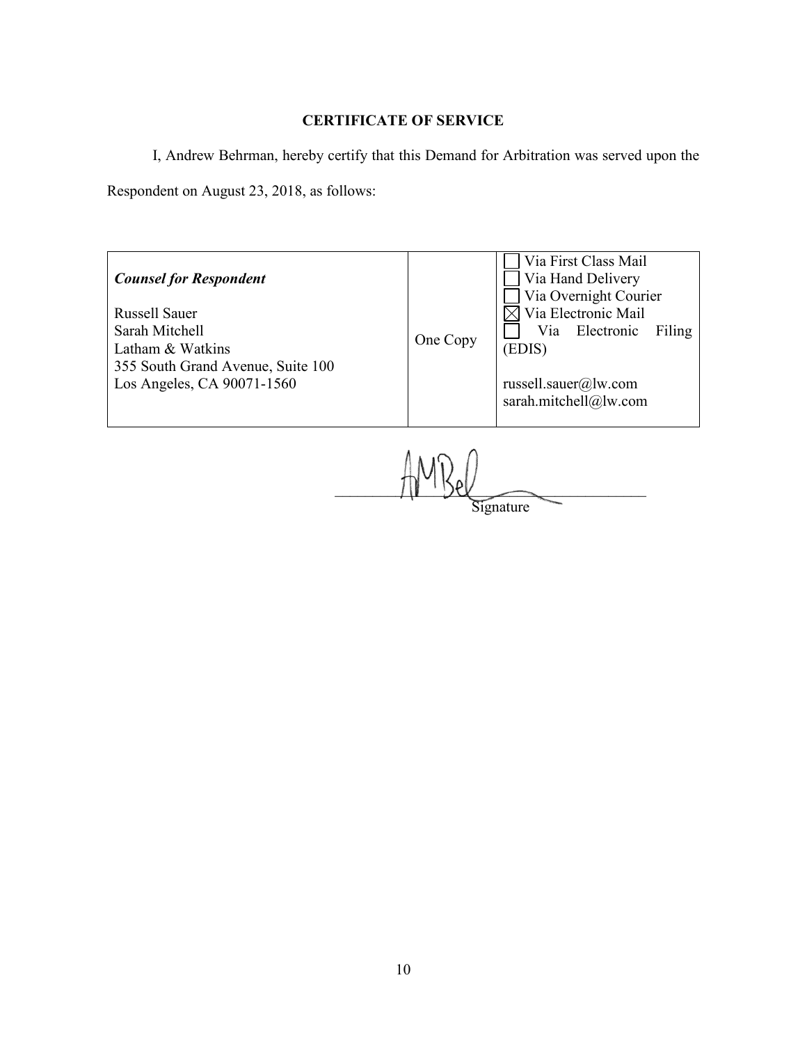**CERTIFICATE OF SERVICE**

I, Andrew Behrman, hereby certify that this Demand for Arbitration was served upon the Respondent on August 23, 2018, as follows:

| | | |
|---|---|---|
| ***Counsel for Respondent***<br><br>Russell Sauer<br>Sarah Mitchell<br>Latham & Watkins<br>355 South Grand Avenue, Suite 100<br>Los Angeles, CA 90071-1560 | One Copy | ☐ Via First Class Mail<br>☐ Via Hand Delivery<br>☐ Via Overnight Courier<br>☒ Via Electronic Mail<br>☐ Via Electronic Filing (EDIS)<br><br>russell.sauer@lw.com<br>sarah.mitchell@lw.com |

AMBel
_________________________
Signature